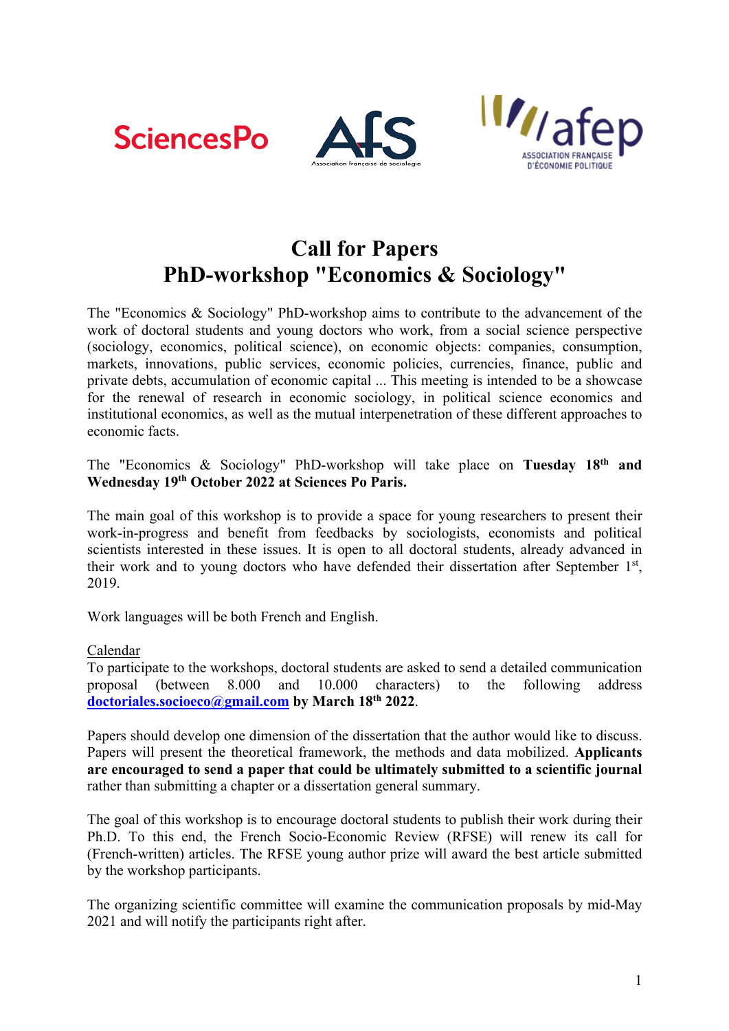# Call for Papers
# PhD-workshop "Economics & Sociology"

The "Economics & Sociology" PhD-workshop aims to contribute to the advancement of the work of doctoral students and young doctors who work, from a social science perspective (sociology, economics, political science), on economic objects: companies, consumption, markets, innovations, public services, economic policies, currencies, finance, public and private debts, accumulation of economic capital ... This meeting is intended to be a showcase for the renewal of research in economic sociology, in political science economics and institutional economics, as well as the mutual interpenetration of these different approaches to economic facts.

The "Economics & Sociology" PhD-workshop will take place on **Tuesday 18th and Wednesday 19th October 2022 at Sciences Po Paris.**

The main goal of this workshop is to provide a space for young researchers to present their work-in-progress and benefit from feedbacks by sociologists, economists and political scientists interested in these issues. It is open to all doctoral students, already advanced in their work and to young doctors who have defended their dissertation after September 1st, 2019.

Work languages will be both French and English.

Calendar

To participate to the workshops, doctoral students are asked to send a detailed communication proposal (between 8.000 and 10.000 characters) to the following address **doctoriales.socioeco@gmail.com by March 18th 2022**.

Papers should develop one dimension of the dissertation that the author would like to discuss. Papers will present the theoretical framework, the methods and data mobilized. **Applicants are encouraged to send a paper that could be ultimately submitted to a scientific journal** rather than submitting a chapter or a dissertation general summary.

The goal of this workshop is to encourage doctoral students to publish their work during their Ph.D. To this end, the French Socio-Economic Review (RFSE) will renew its call for (French-written) articles. The RFSE young author prize will award the best article submitted by the workshop participants.

The organizing scientific committee will examine the communication proposals by mid-May 2021 and will notify the participants right after.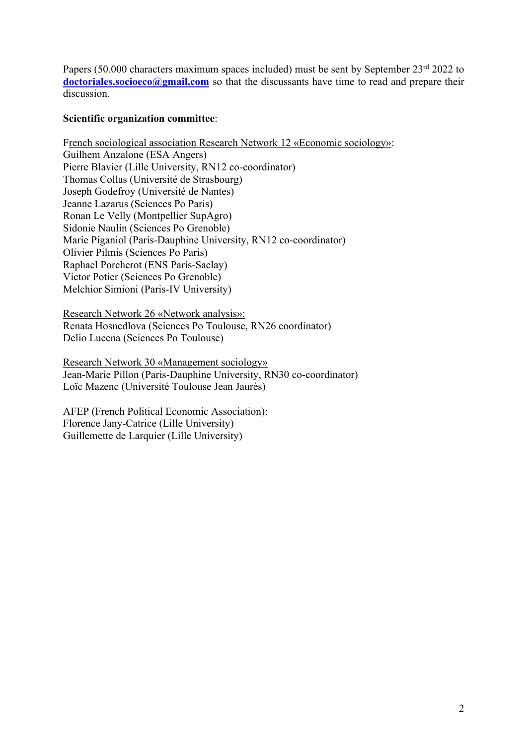Papers (50.000 characters maximum spaces included) must be sent by September 23rd 2022 to **doctoriales.socioeco@gmail.com** so that the discussants have time to read and prepare their discussion.

**Scientific organization committee**:

French sociological association Research Network 12 «Economic sociology»:
Guilhem Anzalone (ESA Angers)
Pierre Blavier (Lille University, RN12 co-coordinator)
Thomas Collas (Université de Strasbourg)
Joseph Godefroy (Université de Nantes)
Jeanne Lazarus (Sciences Po Paris)
Ronan Le Velly (Montpellier SupAgro)
Sidonie Naulin (Sciences Po Grenoble)
Marie Piganiol (Paris-Dauphine University, RN12 co-coordinator)
Olivier Pilmis (Sciences Po Paris)
Raphael Porcherot (ENS Paris-Saclay)
Victor Potier (Sciences Po Grenoble)
Melchior Simioni (Paris-IV University)

Research Network 26 «Network analysis»:
Renata Hosnedlova (Sciences Po Toulouse, RN26 coordinator)
Delio Lucena (Sciences Po Toulouse)

Research Network 30 «Management sociology»
Jean-Marie Pillon (Paris-Dauphine University, RN30 co-coordinator)
Loïc Mazenc (Université Toulouse Jean Jaurès)

AFEP (French Political Economic Association):
Florence Jany-Catrice (Lille University)
Guillemette de Larquier (Lille University)